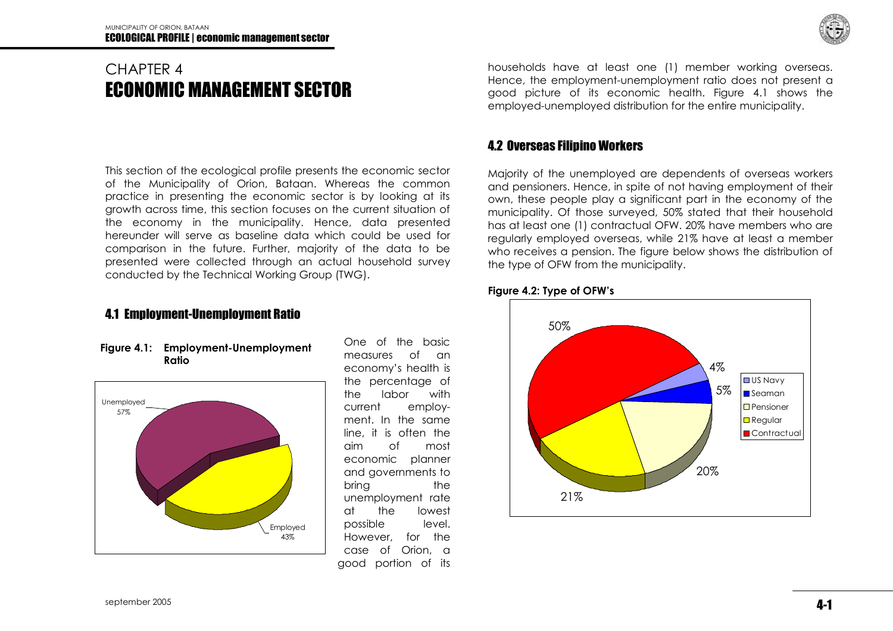# CHAPTER 4
# ECONOMIC MANAGEMENT SECTOR

This section of the ecological profile presents the economic sector of the Municipality of Orion, Bataan. Whereas the common practice in presenting the economic sector is by looking at its growth across time, this section focuses on the current situation of the economy in the municipality. Hence, data presented hereunder will serve as baseline data which could be used for comparison in the future. Further, majority of the data to be presented were collected through an actual household survey conducted by the Technical Working Group (TWG).

## 4.1 Employment-Unemployment Ratio

**Figure 4.1: Employment-Unemployment Ratio**

Unemployed 57%

Employed 43%

One of the basic measures of an economy's health is the percentage of the labor with current employment. In the same line, it is often the aim of most economic planner and governments to bring the unemployment rate at the lowest possible level. However, for the case of Orion, a good portion of its households have at least one (1) member working overseas. Hence, the employment-unemployment ratio does not present a good picture of its economic health. Figure 4.1 shows the employed-unemployed distribution for the entire municipality.

## 4.2 Overseas Filipino Workers

Majority of the unemployed are dependents of overseas workers and pensioners. Hence, in spite of not having employment of their own, these people play a significant part in the economy of the municipality. Of those surveyed, 50% stated that their household has at least one (1) contractual OFW. 20% have members who are regularly employed overseas, while 21% have at least a member who receives a pension. The figure below shows the distribution of the type of OFW from the municipality.

**Figure 4.2: Type of OFW's**

| Type | Percentage |
|---|---|
| US Navy | 4% |
| Seaman | 5% |
| Pensioner | 20% |
| Regular | 21% |
| Contractual | 50% |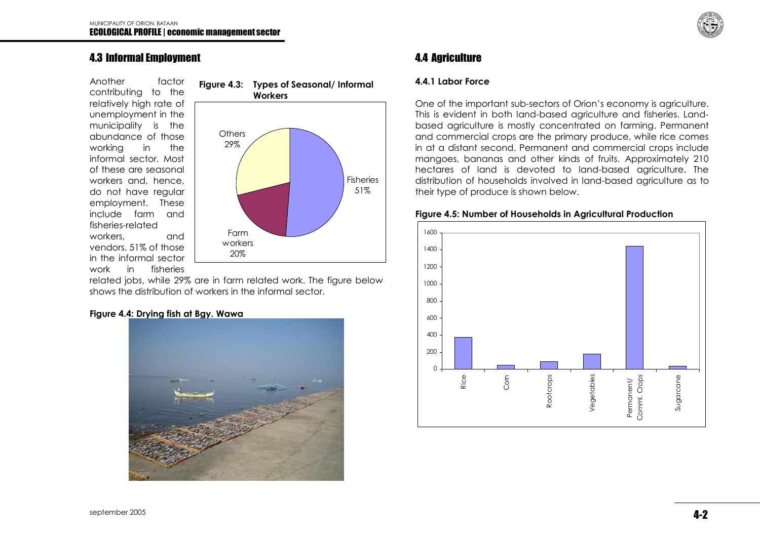## 4.3 Informal Employment

Another factor contributing to the relatively high rate of unemployment in the municipality is the abundance of those working in the informal sector. Most of these are seasonal workers and, hence, do not have regular employment. These include farm and fisheries-related workers, and vendors. 51% of those in the informal sector work in fisheries related jobs, while 29% are in farm related work. The figure below shows the distribution of workers in the informal sector.

**Figure 4.3: Types of Seasonal/ Informal Workers**

| Type | Share |
|---|---|
| Fisheries | 51% |
| Farm workers | 20% |
| Others | 29% |

**Figure 4.4: Drying fish at Bgy. Wawa**

## 4.4 Agriculture

### 4.4.1 Labor Force

One of the important sub-sectors of Orion's economy is agriculture. This is evident in both land-based agriculture and fisheries. Land-based agriculture is mostly concentrated on farming. Permanent and commercial crops are the primary produce, while rice comes in at a distant second. Permanent and commercial crops include mangoes, bananas and other kinds of fruits. Approximately 210 hectares of land is devoted to land-based agriculture. The distribution of households involved in land-based agriculture as to their type of produce is shown below.

**Figure 4.5: Number of Households in Agricultural Production**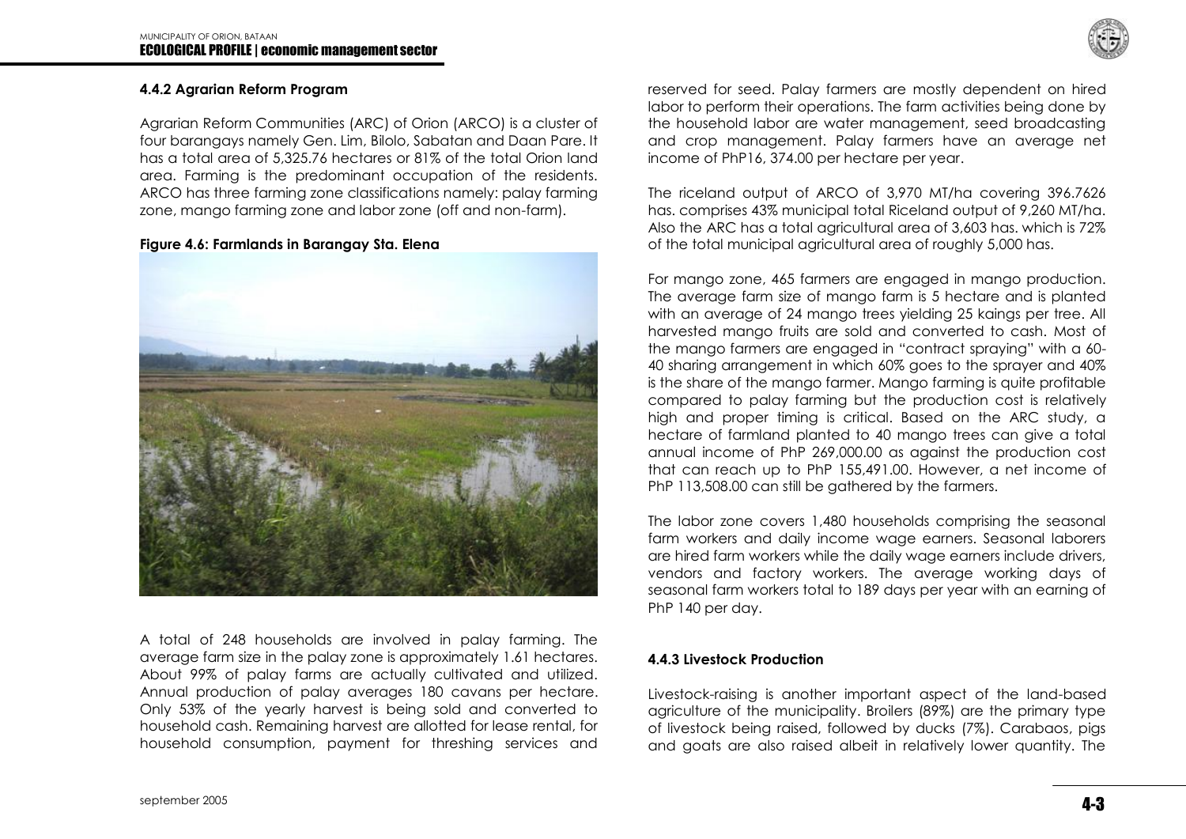#### 4.4.2 Agrarian Reform Program

Agrarian Reform Communities (ARC) of Orion (ARCO) is a cluster of four barangays namely Gen. Lim, Bilolo, Sabatan and Daan Pare. It has a total area of 5,325.76 hectares or 81% of the total Orion land area. Farming is the predominant occupation of the residents. ARCO has three farming zone classifications namely: palay farming zone, mango farming zone and labor zone (off and non-farm).

**Figure 4.6: Farmlands in Barangay Sta. Elena**

A total of 248 households are involved in palay farming. The average farm size in the palay zone is approximately 1.61 hectares. About 99% of palay farms are actually cultivated and utilized. Annual production of palay averages 180 cavans per hectare. Only 53% of the yearly harvest is being sold and converted to household cash. Remaining harvest are allotted for lease rental, for household consumption, payment for threshing services and reserved for seed. Palay farmers are mostly dependent on hired labor to perform their operations. The farm activities being done by the household labor are water management, seed broadcasting and crop management. Palay farmers have an average net income of PhP16, 374.00 per hectare per year.

The riceland output of ARCO of 3,970 MT/ha covering 396.7626 has. comprises 43% municipal total Riceland output of 9,260 MT/ha. Also the ARC has a total agricultural area of 3,603 has. which is 72% of the total municipal agricultural area of roughly 5,000 has.

For mango zone, 465 farmers are engaged in mango production. The average farm size of mango farm is 5 hectare and is planted with an average of 24 mango trees yielding 25 kaings per tree. All harvested mango fruits are sold and converted to cash. Most of the mango farmers are engaged in "contract spraying" with a 60-40 sharing arrangement in which 60% goes to the sprayer and 40% is the share of the mango farmer. Mango farming is quite profitable compared to palay farming but the production cost is relatively high and proper timing is critical. Based on the ARC study, a hectare of farmland planted to 40 mango trees can give a total annual income of PhP 269,000.00 as against the production cost that can reach up to PhP 155,491.00. However, a net income of PhP 113,508.00 can still be gathered by the farmers.

The labor zone covers 1,480 households comprising the seasonal farm workers and daily income wage earners. Seasonal laborers are hired farm workers while the daily wage earners include drivers, vendors and factory workers. The average working days of seasonal farm workers total to 189 days per year with an earning of PhP 140 per day.

#### 4.4.3 Livestock Production

Livestock-raising is another important aspect of the land-based agriculture of the municipality. Broilers (89%) are the primary type of livestock being raised, followed by ducks (7%). Carabaos, pigs and goats are also raised albeit in relatively lower quantity. The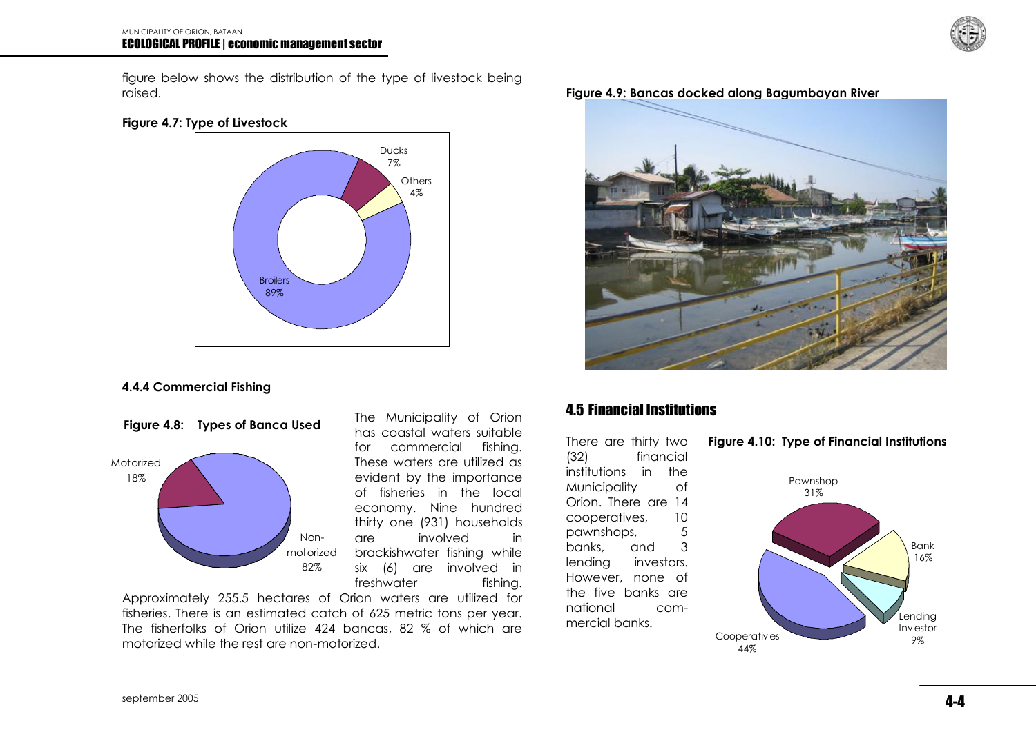figure below shows the distribution of the type of livestock being raised.

**Figure 4.7: Type of Livestock**

Ducks 7%
Others 4%
Broilers 89%

#### 4.4.4 Commercial Fishing

**Figure 4.8: Types of Banca Used**

Motorized 18%
Non-motorized 82%

The Municipality of Orion has coastal waters suitable for commercial fishing. These waters are utilized as evident by the importance of fisheries in the local economy. Nine hundred thirty one (931) households are involved in brackishwater fishing while six (6) are involved in freshwater fishing.

Approximately 255.5 hectares of Orion waters are utilized for fisheries. There is an estimated catch of 625 metric tons per year. The fisherfolks of Orion utilize 424 bancas, 82 % of which are motorized while the rest are non-motorized.

**Figure 4.9: Bancas docked along Bagumbayan River**

## 4.5 Financial Institutions

There are thirty two (32) financial institutions in the Municipality of Orion. There are 14 cooperatives, 10 pawnshops, 5 banks, and 3 lending investors. However, none of the five banks are national commercial banks.

**Figure 4.10: Type of Financial Institutions**

Pawnshop 31%
Bank 16%
Lending Investor 9%
Cooperatives 44%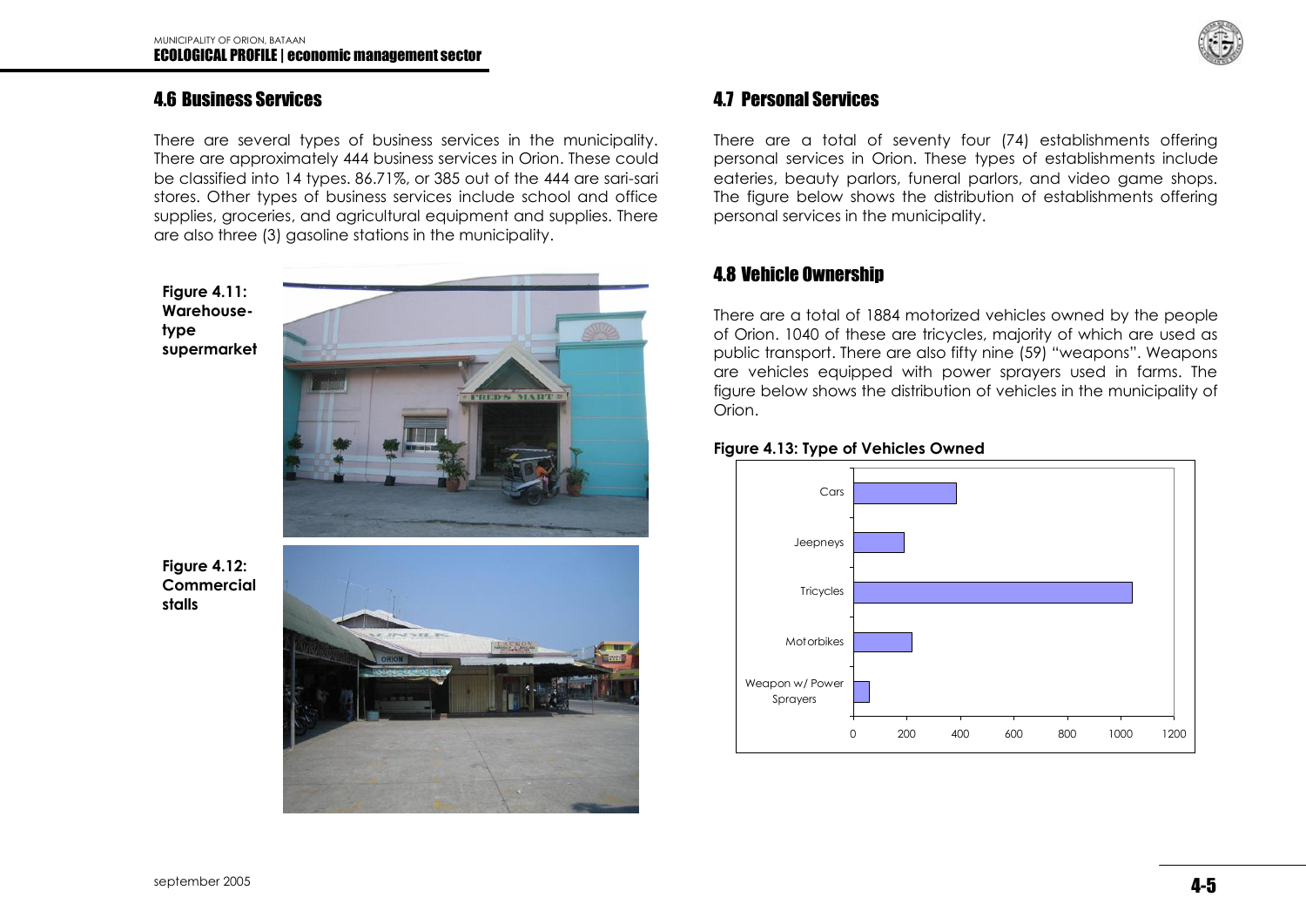## 4.6 Business Services

There are several types of business services in the municipality. There are approximately 444 business services in Orion. These could be classified into 14 types. 86.71%, or 385 out of the 444 are sari-sari stores. Other types of business services include school and office supplies, groceries, and agricultural equipment and supplies. There are also three (3) gasoline stations in the municipality.

**Figure 4.11: Warehouse-type supermarket**

**Figure 4.12: Commercial stalls**

## 4.7 Personal Services

There are a total of seventy four (74) establishments offering personal services in Orion. These types of establishments include eateries, beauty parlors, funeral parlors, and video game shops. The figure below shows the distribution of establishments offering personal services in the municipality.

## 4.8 Vehicle Ownership

There are a total of 1884 motorized vehicles owned by the people of Orion. 1040 of these are tricycles, majority of which are used as public transport. There are also fifty nine (59) "weapons". Weapons are vehicles equipped with power sprayers used in farms. The figure below shows the distribution of vehicles in the municipality of Orion.

**Figure 4.13: Type of Vehicles Owned**

Cars
Jeepneys
Tricycles
Motorbikes
Weapon w/ Power Sprayers

0 200 400 600 800 1000 1200

september 2005